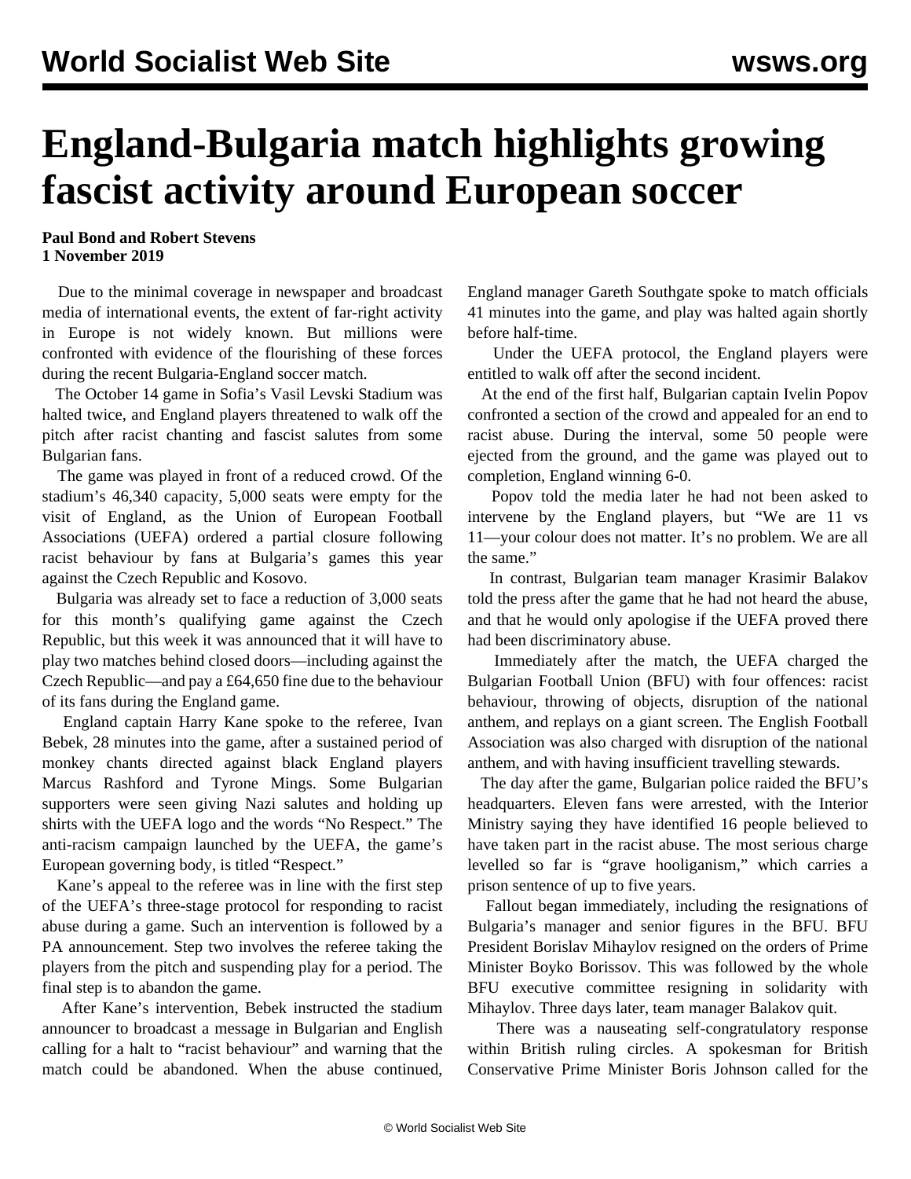# England-Bulgaria match highlights growing fascist activity around European soccer

**Paul Bond and Robert Stevens**
**1 November 2019**

Due to the minimal coverage in newspaper and broadcast media of international events, the extent of far-right activity in Europe is not widely known. But millions were confronted with evidence of the flourishing of these forces during the recent Bulgaria-England soccer match.

The October 14 game in Sofia's Vasil Levski Stadium was halted twice, and England players threatened to walk off the pitch after racist chanting and fascist salutes from some Bulgarian fans.

The game was played in front of a reduced crowd. Of the stadium's 46,340 capacity, 5,000 seats were empty for the visit of England, as the Union of European Football Associations (UEFA) ordered a partial closure following racist behaviour by fans at Bulgaria's games this year against the Czech Republic and Kosovo.

Bulgaria was already set to face a reduction of 3,000 seats for this month's qualifying game against the Czech Republic, but this week it was announced that it will have to play two matches behind closed doors—including against the Czech Republic—and pay a £64,650 fine due to the behaviour of its fans during the England game.

England captain Harry Kane spoke to the referee, Ivan Bebek, 28 minutes into the game, after a sustained period of monkey chants directed against black England players Marcus Rashford and Tyrone Mings. Some Bulgarian supporters were seen giving Nazi salutes and holding up shirts with the UEFA logo and the words "No Respect." The anti-racism campaign launched by the UEFA, the game's European governing body, is titled "Respect."

Kane's appeal to the referee was in line with the first step of the UEFA's three-stage protocol for responding to racist abuse during a game. Such an intervention is followed by a PA announcement. Step two involves the referee taking the players from the pitch and suspending play for a period. The final step is to abandon the game.

After Kane's intervention, Bebek instructed the stadium announcer to broadcast a message in Bulgarian and English calling for a halt to "racist behaviour" and warning that the match could be abandoned. When the abuse continued, England manager Gareth Southgate spoke to match officials 41 minutes into the game, and play was halted again shortly before half-time.

Under the UEFA protocol, the England players were entitled to walk off after the second incident.

At the end of the first half, Bulgarian captain Ivelin Popov confronted a section of the crowd and appealed for an end to racist abuse. During the interval, some 50 people were ejected from the ground, and the game was played out to completion, England winning 6-0.

Popov told the media later he had not been asked to intervene by the England players, but "We are 11 vs 11—your colour does not matter. It's no problem. We are all the same."

In contrast, Bulgarian team manager Krasimir Balakov told the press after the game that he had not heard the abuse, and that he would only apologise if the UEFA proved there had been discriminatory abuse.

Immediately after the match, the UEFA charged the Bulgarian Football Union (BFU) with four offences: racist behaviour, throwing of objects, disruption of the national anthem, and replays on a giant screen. The English Football Association was also charged with disruption of the national anthem, and with having insufficient travelling stewards.

The day after the game, Bulgarian police raided the BFU's headquarters. Eleven fans were arrested, with the Interior Ministry saying they have identified 16 people believed to have taken part in the racist abuse. The most serious charge levelled so far is "grave hooliganism," which carries a prison sentence of up to five years.

Fallout began immediately, including the resignations of Bulgaria's manager and senior figures in the BFU. BFU President Borislav Mihaylov resigned on the orders of Prime Minister Boyko Borissov. This was followed by the whole BFU executive committee resigning in solidarity with Mihaylov. Three days later, team manager Balakov quit.

There was a nauseating self-congratulatory response within British ruling circles. A spokesman for British Conservative Prime Minister Boris Johnson called for the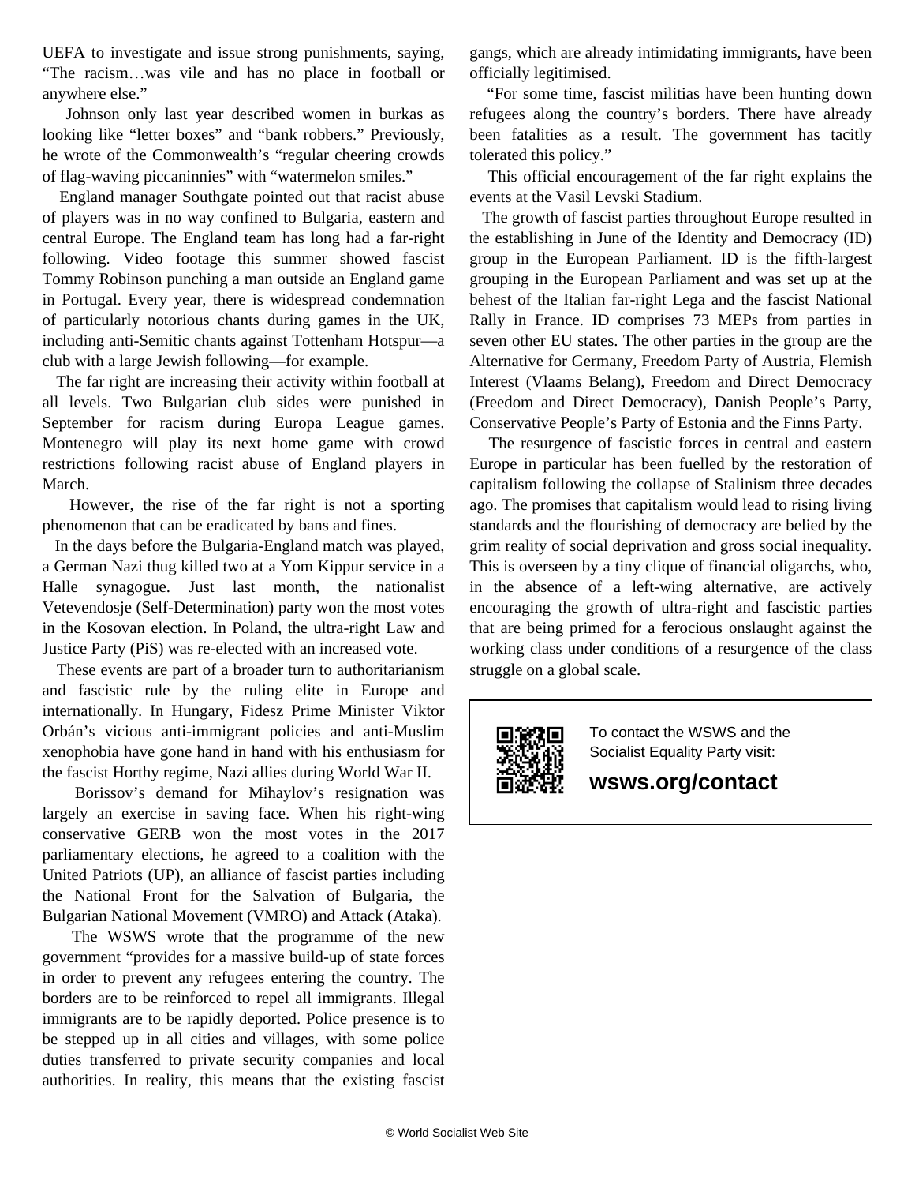UEFA to investigate and issue strong punishments, saying, “The racism…was vile and has no place in football or anywhere else.”

Johnson only last year described women in burkas as looking like “letter boxes” and “bank robbers.” Previously, he wrote of the Commonwealth’s “regular cheering crowds of flag-waving piccaninnies” with “watermelon smiles.”

England manager Southgate pointed out that racist abuse of players was in no way confined to Bulgaria, eastern and central Europe. The England team has long had a far-right following. Video footage this summer showed fascist Tommy Robinson punching a man outside an England game in Portugal. Every year, there is widespread condemnation of particularly notorious chants during games in the UK, including anti-Semitic chants against Tottenham Hotspur—a club with a large Jewish following—for example.

The far right are increasing their activity within football at all levels. Two Bulgarian club sides were punished in September for racism during Europa League games. Montenegro will play its next home game with crowd restrictions following racist abuse of England players in March.

However, the rise of the far right is not a sporting phenomenon that can be eradicated by bans and fines.

In the days before the Bulgaria-England match was played, a German Nazi thug killed two at a Yom Kippur service in a Halle synagogue. Just last month, the nationalist Vetevendosje (Self-Determination) party won the most votes in the Kosovan election. In Poland, the ultra-right Law and Justice Party (PiS) was re-elected with an increased vote.

These events are part of a broader turn to authoritarianism and fascistic rule by the ruling elite in Europe and internationally. In Hungary, Fidesz Prime Minister Viktor Orbán’s vicious anti-immigrant policies and anti-Muslim xenophobia have gone hand in hand with his enthusiasm for the fascist Horthy regime, Nazi allies during World War II.

Borissov’s demand for Mihaylov’s resignation was largely an exercise in saving face. When his right-wing conservative GERB won the most votes in the 2017 parliamentary elections, he agreed to a coalition with the United Patriots (UP), an alliance of fascist parties including the National Front for the Salvation of Bulgaria, the Bulgarian National Movement (VMRO) and Attack (Ataka).

The WSWS wrote that the programme of the new government “provides for a massive build-up of state forces in order to prevent any refugees entering the country. The borders are to be reinforced to repel all immigrants. Illegal immigrants are to be rapidly deported. Police presence is to be stepped up in all cities and villages, with some police duties transferred to private security companies and local authorities. In reality, this means that the existing fascist gangs, which are already intimidating immigrants, have been officially legitimised.

“For some time, fascist militias have been hunting down refugees along the country’s borders. There have already been fatalities as a result. The government has tacitly tolerated this policy.”

This official encouragement of the far right explains the events at the Vasil Levski Stadium.

The growth of fascist parties throughout Europe resulted in the establishing in June of the Identity and Democracy (ID) group in the European Parliament. ID is the fifth-largest grouping in the European Parliament and was set up at the behest of the Italian far-right Lega and the fascist National Rally in France. ID comprises 73 MEPs from parties in seven other EU states. The other parties in the group are the Alternative for Germany, Freedom Party of Austria, Flemish Interest (Vlaams Belang), Freedom and Direct Democracy (Freedom and Direct Democracy), Danish People’s Party, Conservative People’s Party of Estonia and the Finns Party.

The resurgence of fascistic forces in central and eastern Europe in particular has been fuelled by the restoration of capitalism following the collapse of Stalinism three decades ago. The promises that capitalism would lead to rising living standards and the flourishing of democracy are belied by the grim reality of social deprivation and gross social inequality. This is overseen by a tiny clique of financial oligarchs, who, in the absence of a left-wing alternative, are actively encouraging the growth of ultra-right and fascistic parties that are being primed for a ferocious onslaught against the working class under conditions of a resurgence of the class struggle on a global scale.

To contact the WSWS and the Socialist Equality Party visit:

**wsws.org/contact**